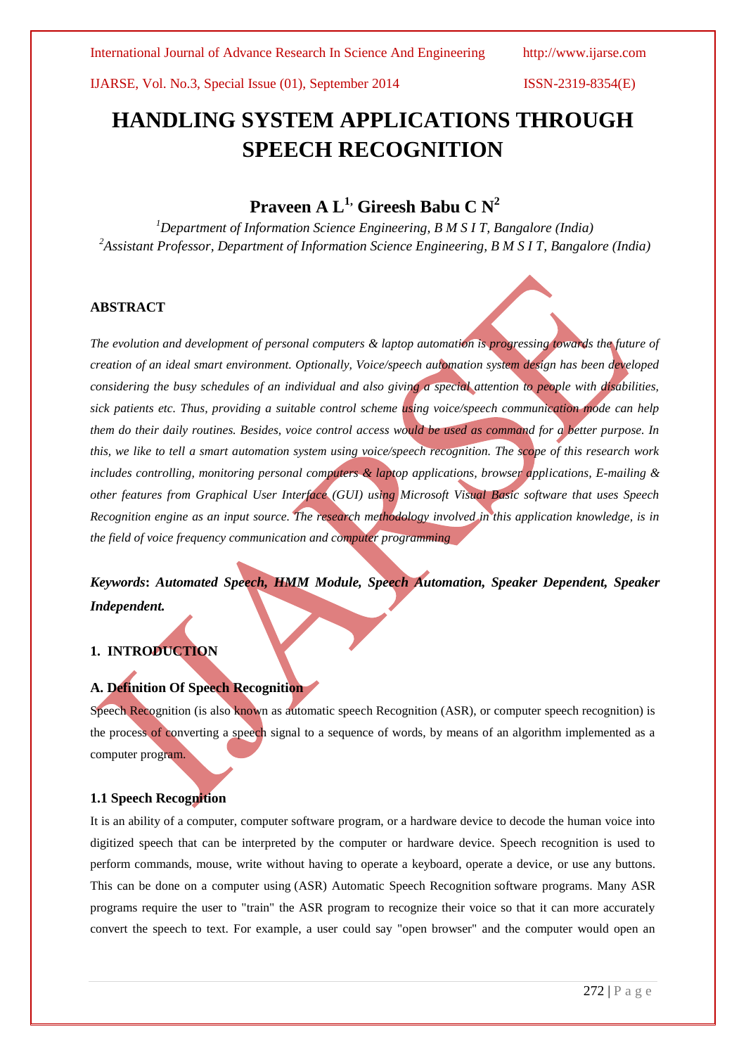# HANDLING SYSTEM APPLICATIONS THROUGH SPEECH RECOGNITION

## Praveen A L[1], Gireesh Babu C N[2]

[1]*Department of Information Science Engineering, B M S I T, Bangalore (India)*
[2]*Assistant Professor, Department of Information Science Engineering, B M S I T, Bangalore (India)*

### ABSTRACT

*The evolution and development of personal computers & laptop automation is progressing towards the future of creation of an ideal smart environment. Optionally, Voice/speech automation system design has been developed considering the busy schedules of an individual and also giving a special attention to people with disabilities, sick patients etc. Thus, providing a suitable control scheme using voice/speech communication mode can help them do their daily routines. Besides, voice control access would be used as command for a better purpose. In this, we like to tell a smart automation system using voice/speech recognition. The scope of this research work includes controlling, monitoring personal computers & laptop applications, browser applications, E-mailing & other features from Graphical User Interface (GUI) using Microsoft Visual Basic software that uses Speech Recognition engine as an input source. The research methodology involved in this application knowledge, is in the field of voice frequency communication and computer programming*

***Keywords*: *Automated Speech, HMM Module, Speech Automation, Speaker Dependent, Speaker Independent.***

### 1. INTRODUCTION

### A. Definition Of Speech Recognition

Speech Recognition (is also known as automatic speech Recognition (ASR), or computer speech recognition) is the process of converting a speech signal to a sequence of words, by means of an algorithm implemented as a computer program.

### 1.1 Speech Recognition

It is an ability of a computer, computer software program, or a hardware device to decode the human voice into digitized speech that can be interpreted by the computer or hardware device. Speech recognition is used to perform commands, mouse, write without having to operate a keyboard, operate a device, or use any buttons. This can be done on a computer using (ASR) Automatic Speech Recognition software programs. Many ASR programs require the user to "train" the ASR program to recognize their voice so that it can more accurately convert the speech to text. For example, a user could say "open browser" and the computer would open an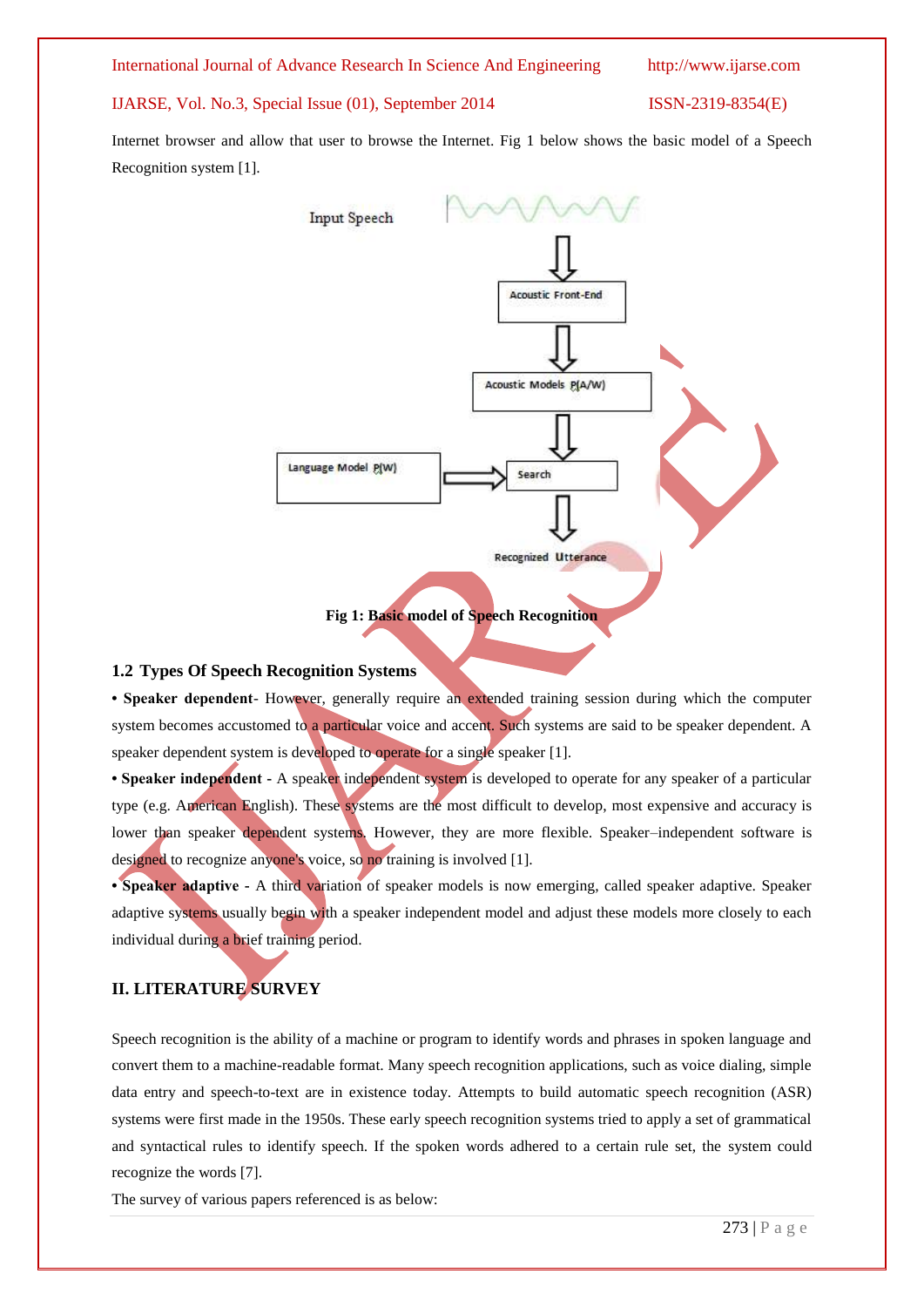Internet browser and allow that user to browse the Internet. Fig 1 below shows the basic model of a Speech Recognition system [1].

Fig 1: Basic model of Speech Recognition

## 1.2 Types Of Speech Recognition Systems

• **Speaker dependent**- However, generally require an extended training session during which the computer system becomes accustomed to a particular voice and accent. Such systems are said to be speaker dependent. A speaker dependent system is developed to operate for a single speaker [1].

• **Speaker independent** - A speaker independent system is developed to operate for any speaker of a particular type (e.g. American English). These systems are the most difficult to develop, most expensive and accuracy is lower than speaker dependent systems. However, they are more flexible. Speaker–independent software is designed to recognize anyone's voice, so no training is involved [1].

• **Speaker adaptive** - A third variation of speaker models is now emerging, called speaker adaptive. Speaker adaptive systems usually begin with a speaker independent model and adjust these models more closely to each individual during a brief training period.

# II. LITERATURE SURVEY

Speech recognition is the ability of a machine or program to identify words and phrases in spoken language and convert them to a machine-readable format. Many speech recognition applications, such as voice dialing, simple data entry and speech-to-text are in existence today. Attempts to build automatic speech recognition (ASR) systems were first made in the 1950s. These early speech recognition systems tried to apply a set of grammatical and syntactical rules to identify speech. If the spoken words adhered to a certain rule set, the system could recognize the words [7].

The survey of various papers referenced is as below: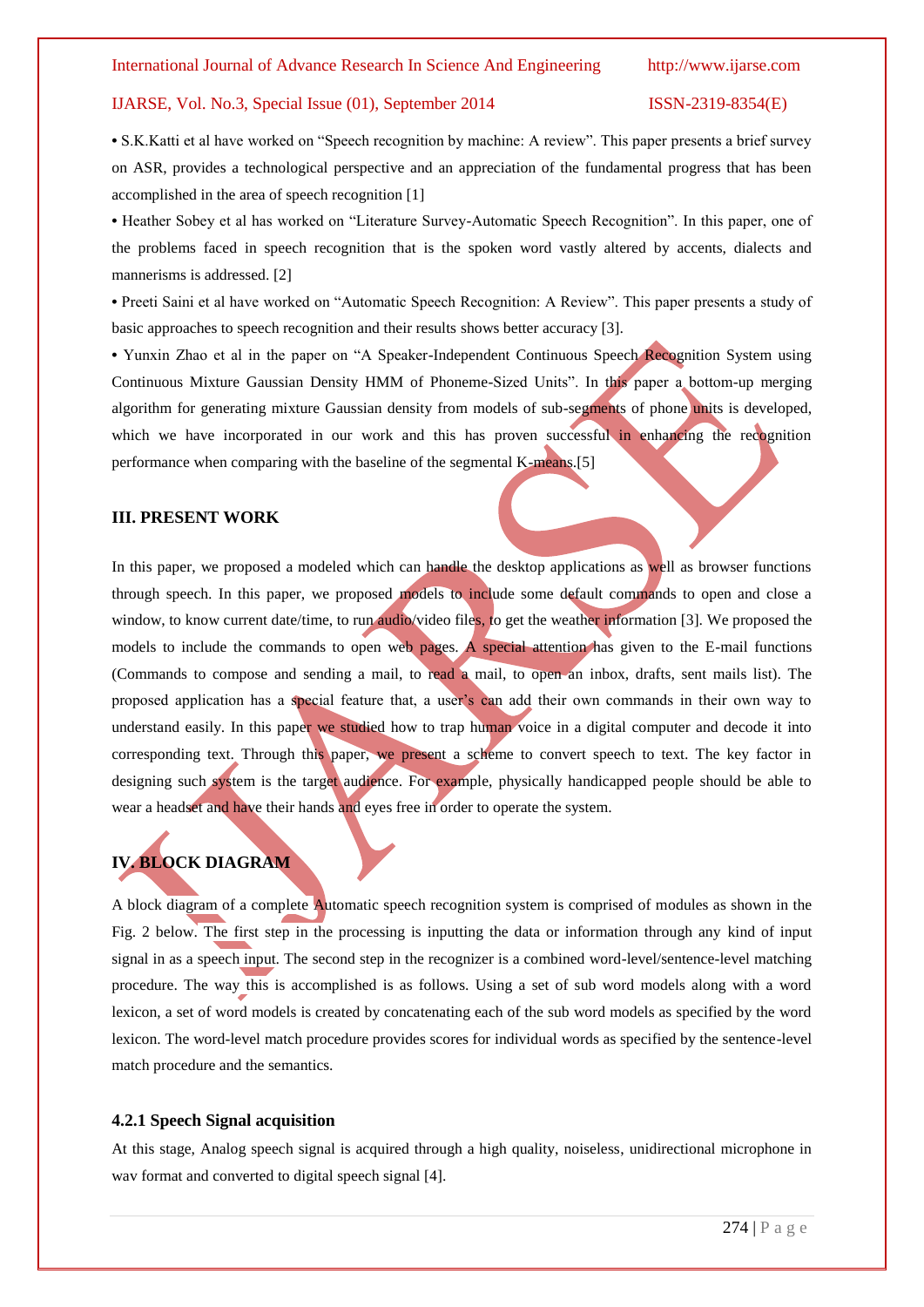• S.K.Katti et al have worked on "Speech recognition by machine: A review". This paper presents a brief survey on ASR, provides a technological perspective and an appreciation of the fundamental progress that has been accomplished in the area of speech recognition [1]

• Heather Sobey et al has worked on "Literature Survey-Automatic Speech Recognition". In this paper, one of the problems faced in speech recognition that is the spoken word vastly altered by accents, dialects and mannerisms is addressed. [2]

• Preeti Saini et al have worked on "Automatic Speech Recognition: A Review". This paper presents a study of basic approaches to speech recognition and their results shows better accuracy [3].

• Yunxin Zhao et al in the paper on "A Speaker-Independent Continuous Speech Recognition System using Continuous Mixture Gaussian Density HMM of Phoneme-Sized Units". In this paper a bottom-up merging algorithm for generating mixture Gaussian density from models of sub-segments of phone units is developed, which we have incorporated in our work and this has proven successful in enhancing the recognition performance when comparing with the baseline of the segmental K-means.[5]

## III. PRESENT WORK

In this paper, we proposed a modeled which can handle the desktop applications as well as browser functions through speech. In this paper, we proposed models to include some default commands to open and close a window, to know current date/time, to run audio/video files, to get the weather information [3]. We proposed the models to include the commands to open web pages. A special attention has given to the E-mail functions (Commands to compose and sending a mail, to read a mail, to open an inbox, drafts, sent mails list). The proposed application has a special feature that, a user's can add their own commands in their own way to understand easily. In this paper we studied how to trap human voice in a digital computer and decode it into corresponding text. Through this paper, we present a scheme to convert speech to text. The key factor in designing such system is the target audience. For example, physically handicapped people should be able to wear a headset and have their hands and eyes free in order to operate the system.

## IV. BLOCK DIAGRAM

A block diagram of a complete Automatic speech recognition system is comprised of modules as shown in the Fig. 2 below. The first step in the processing is inputting the data or information through any kind of input signal in as a speech input. The second step in the recognizer is a combined word-level/sentence-level matching procedure. The way this is accomplished is as follows. Using a set of sub word models along with a word lexicon, a set of word models is created by concatenating each of the sub word models as specified by the word lexicon. The word-level match procedure provides scores for individual words as specified by the sentence-level match procedure and the semantics.

### 4.2.1 Speech Signal acquisition

At this stage, Analog speech signal is acquired through a high quality, noiseless, unidirectional microphone in wav format and converted to digital speech signal [4].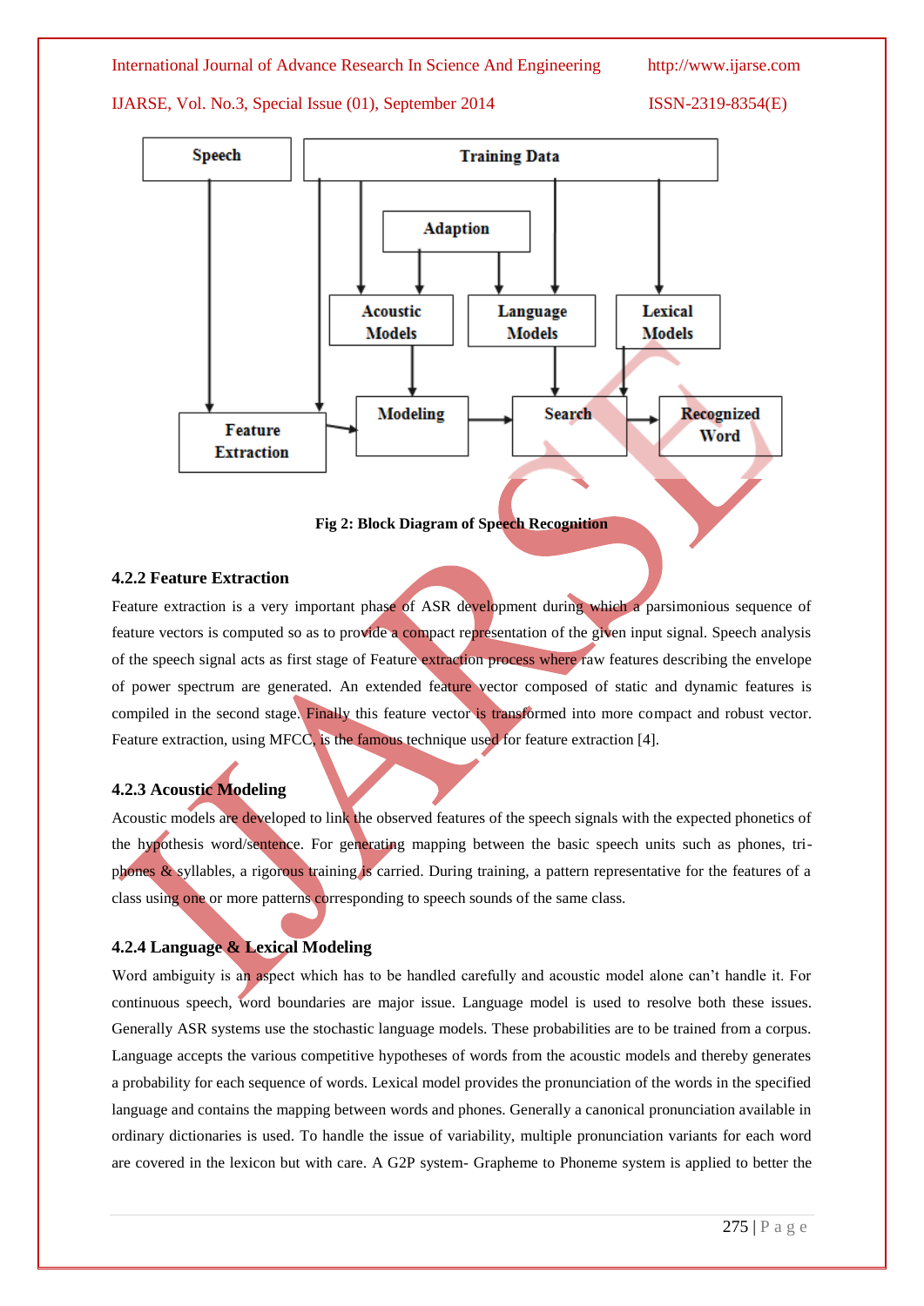**Fig 2: Block Diagram of Speech Recognition**

### 4.2.2 Feature Extraction

Feature extraction is a very important phase of ASR development during which a parsimonious sequence of feature vectors is computed so as to provide a compact representation of the given input signal. Speech analysis of the speech signal acts as first stage of Feature extraction process where raw features describing the envelope of power spectrum are generated. An extended feature vector composed of static and dynamic features is compiled in the second stage. Finally this feature vector is transformed into more compact and robust vector. Feature extraction, using MFCC, is the famous technique used for feature extraction [4].

### 4.2.3 Acoustic Modeling

Acoustic models are developed to link the observed features of the speech signals with the expected phonetics of the hypothesis word/sentence. For generating mapping between the basic speech units such as phones, tri-phones & syllables, a rigorous training is carried. During training, a pattern representative for the features of a class using one or more patterns corresponding to speech sounds of the same class.

### 4.2.4 Language & Lexical Modeling

Word ambiguity is an aspect which has to be handled carefully and acoustic model alone can't handle it. For continuous speech, word boundaries are major issue. Language model is used to resolve both these issues. Generally ASR systems use the stochastic language models. These probabilities are to be trained from a corpus. Language accepts the various competitive hypotheses of words from the acoustic models and thereby generates a probability for each sequence of words. Lexical model provides the pronunciation of the words in the specified language and contains the mapping between words and phones. Generally a canonical pronunciation available in ordinary dictionaries is used. To handle the issue of variability, multiple pronunciation variants for each word are covered in the lexicon but with care. A G2P system- Grapheme to Phoneme system is applied to better the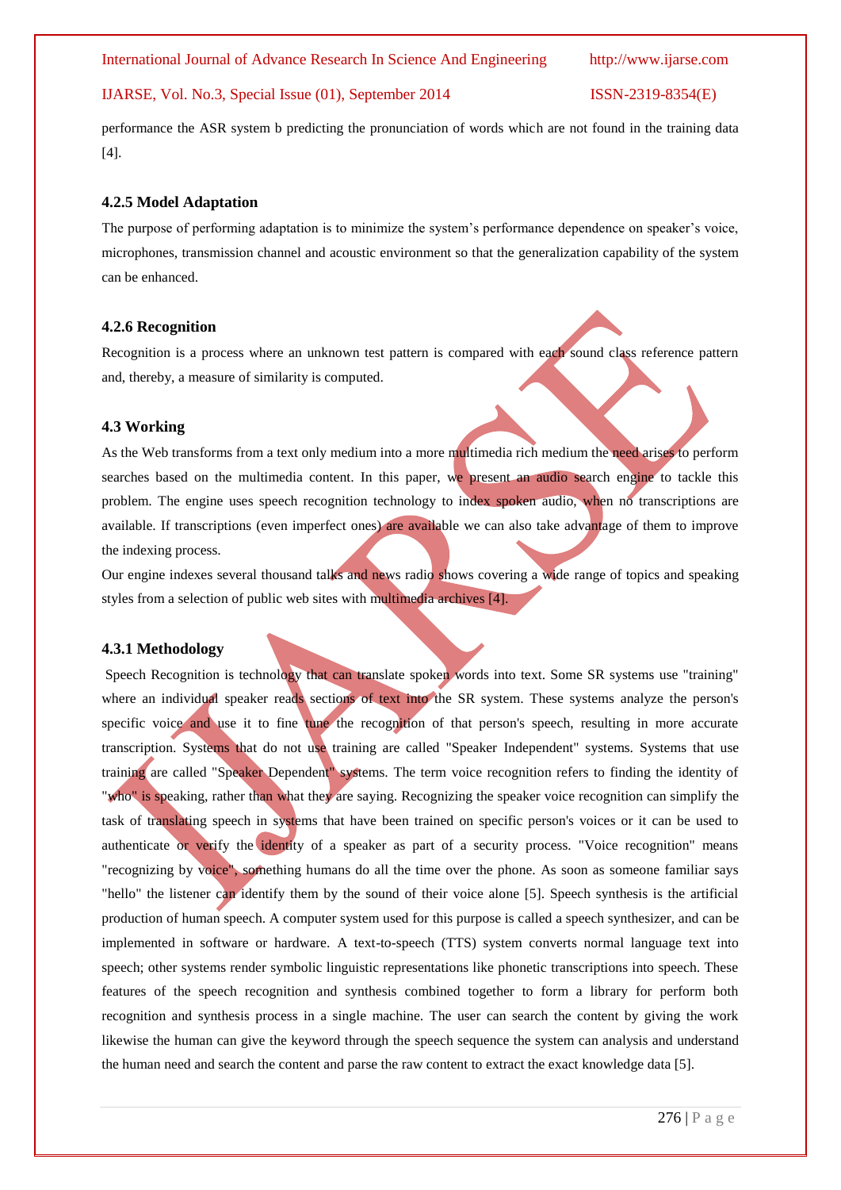performance the ASR system b predicting the pronunciation of words which are not found in the training data [4].

#### 4.2.5 Model Adaptation

The purpose of performing adaptation is to minimize the system's performance dependence on speaker's voice, microphones, transmission channel and acoustic environment so that the generalization capability of the system can be enhanced.

#### 4.2.6 Recognition

Recognition is a process where an unknown test pattern is compared with each sound class reference pattern and, thereby, a measure of similarity is computed.

### 4.3 Working

As the Web transforms from a text only medium into a more multimedia rich medium the need arises to perform searches based on the multimedia content. In this paper, we present an audio search engine to tackle this problem. The engine uses speech recognition technology to index spoken audio, when no transcriptions are available. If transcriptions (even imperfect ones) are available we can also take advantage of them to improve the indexing process.

Our engine indexes several thousand talks and news radio shows covering a wide range of topics and speaking styles from a selection of public web sites with multimedia archives [4].

#### 4.3.1 Methodology

Speech Recognition is technology that can translate spoken words into text. Some SR systems use "training" where an individual speaker reads sections of text into the SR system. These systems analyze the person's specific voice and use it to fine tune the recognition of that person's speech, resulting in more accurate transcription. Systems that do not use training are called "Speaker Independent" systems. Systems that use training are called "Speaker Dependent" systems. The term voice recognition refers to finding the identity of "who" is speaking, rather than what they are saying. Recognizing the speaker voice recognition can simplify the task of translating speech in systems that have been trained on specific person's voices or it can be used to authenticate or verify the identity of a speaker as part of a security process. "Voice recognition" means "recognizing by voice", something humans do all the time over the phone. As soon as someone familiar says "hello" the listener can identify them by the sound of their voice alone [5]. Speech synthesis is the artificial production of human speech. A computer system used for this purpose is called a speech synthesizer, and can be implemented in software or hardware. A text-to-speech (TTS) system converts normal language text into speech; other systems render symbolic linguistic representations like phonetic transcriptions into speech. These features of the speech recognition and synthesis combined together to form a library for perform both recognition and synthesis process in a single machine. The user can search the content by giving the work likewise the human can give the keyword through the speech sequence the system can analysis and understand the human need and search the content and parse the raw content to extract the exact knowledge data [5].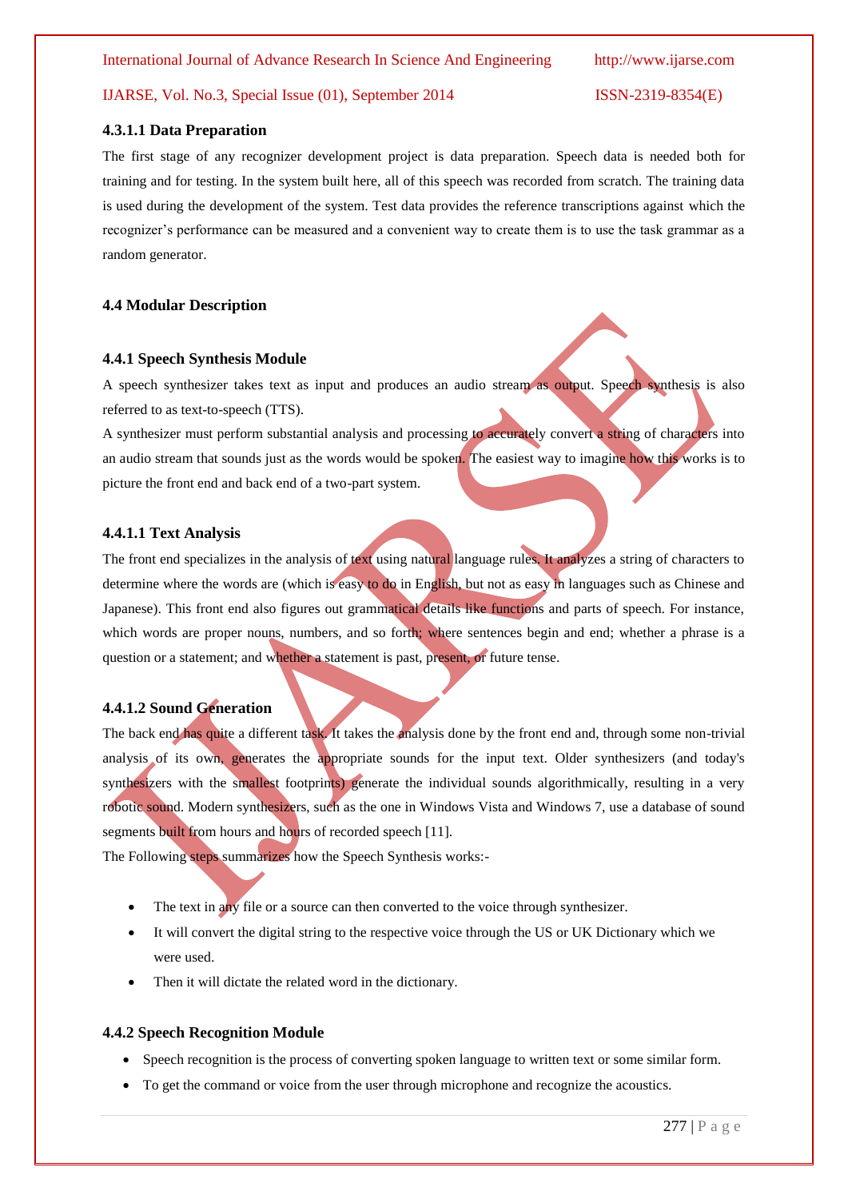#### 4.3.1.1 Data Preparation

The first stage of any recognizer development project is data preparation. Speech data is needed both for training and for testing. In the system built here, all of this speech was recorded from scratch. The training data is used during the development of the system. Test data provides the reference transcriptions against which the recognizer's performance can be measured and a convenient way to create them is to use the task grammar as a random generator.

### 4.4 Modular Description

#### 4.4.1 Speech Synthesis Module

A speech synthesizer takes text as input and produces an audio stream as output. Speech synthesis is also referred to as text-to-speech (TTS).

A synthesizer must perform substantial analysis and processing to accurately convert a string of characters into an audio stream that sounds just as the words would be spoken. The easiest way to imagine how this works is to picture the front end and back end of a two-part system.

#### 4.4.1.1 Text Analysis

The front end specializes in the analysis of text using natural language rules. It analyzes a string of characters to determine where the words are (which is easy to do in English, but not as easy in languages such as Chinese and Japanese). This front end also figures out grammatical details like functions and parts of speech. For instance, which words are proper nouns, numbers, and so forth; where sentences begin and end; whether a phrase is a question or a statement; and whether a statement is past, present, or future tense.

#### 4.4.1.2 Sound Generation

The back end has quite a different task. It takes the analysis done by the front end and, through some non-trivial analysis of its own, generates the appropriate sounds for the input text. Older synthesizers (and today's synthesizers with the smallest footprints) generate the individual sounds algorithmically, resulting in a very robotic sound. Modern synthesizers, such as the one in Windows Vista and Windows 7, use a database of sound segments built from hours and hours of recorded speech [11].

The Following steps summarizes how the Speech Synthesis works:-

- The text in any file or a source can then converted to the voice through synthesizer.
- It will convert the digital string to the respective voice through the US or UK Dictionary which we were used.
- Then it will dictate the related word in the dictionary.

#### 4.4.2 Speech Recognition Module

- Speech recognition is the process of converting spoken language to written text or some similar form.
- To get the command or voice from the user through microphone and recognize the acoustics.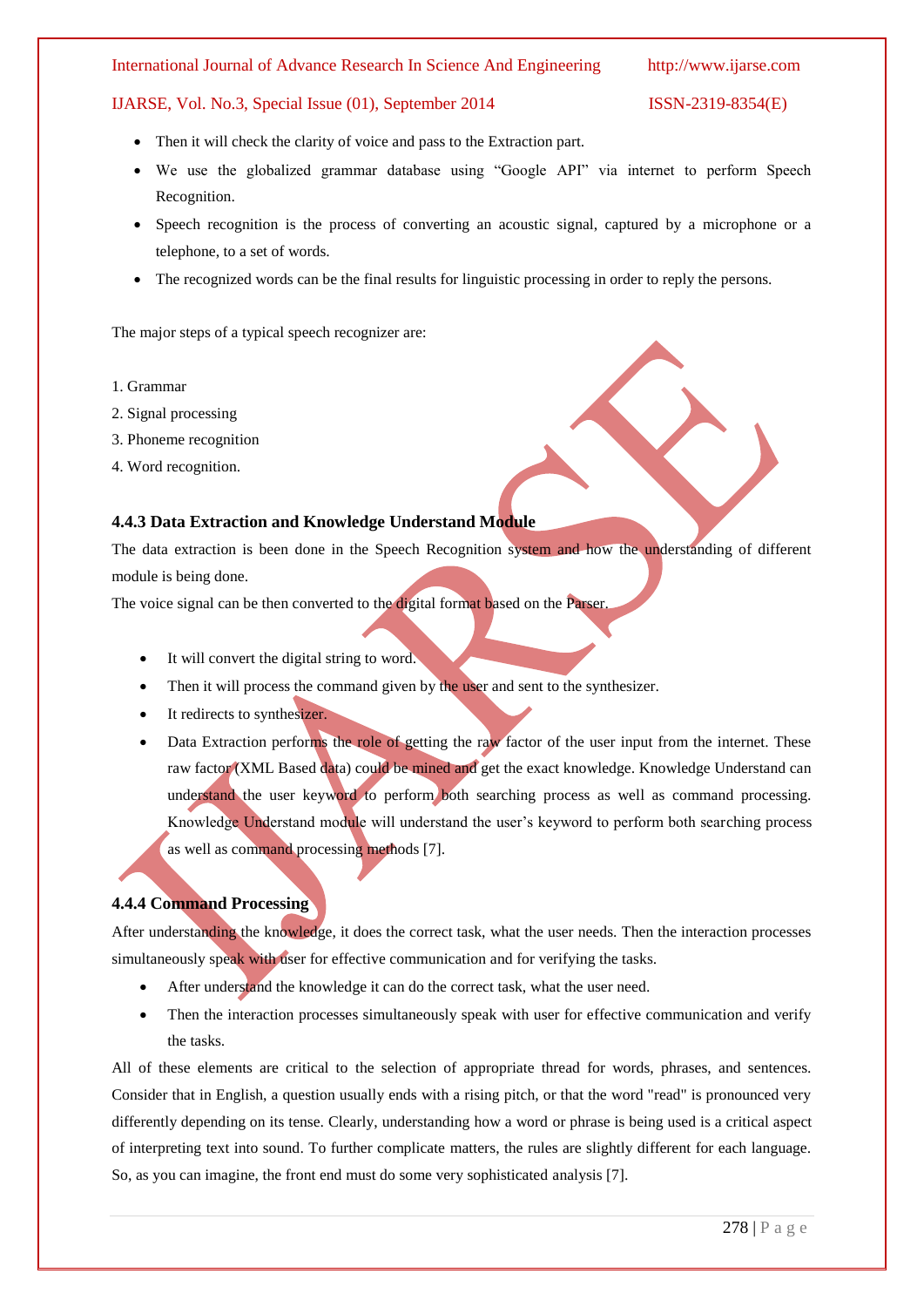- Then it will check the clarity of voice and pass to the Extraction part.
- We use the globalized grammar database using "Google API" via internet to perform Speech Recognition.
- Speech recognition is the process of converting an acoustic signal, captured by a microphone or a telephone, to a set of words.
- The recognized words can be the final results for linguistic processing in order to reply the persons.

The major steps of a typical speech recognizer are:

1. Grammar
2. Signal processing
3. Phoneme recognition
4. Word recognition.

### 4.4.3 Data Extraction and Knowledge Understand Module

The data extraction is been done in the Speech Recognition system and how the understanding of different module is being done.

The voice signal can be then converted to the digital format based on the Parser.

- It will convert the digital string to word.
- Then it will process the command given by the user and sent to the synthesizer.
- It redirects to synthesizer.
- Data Extraction performs the role of getting the raw factor of the user input from the internet. These raw factor (XML Based data) could be mined and get the exact knowledge. Knowledge Understand can understand the user keyword to perform both searching process as well as command processing. Knowledge Understand module will understand the user's keyword to perform both searching process as well as command processing methods [7].

### 4.4.4 Command Processing

After understanding the knowledge, it does the correct task, what the user needs. Then the interaction processes simultaneously speak with user for effective communication and for verifying the tasks.

- After understand the knowledge it can do the correct task, what the user need.
- Then the interaction processes simultaneously speak with user for effective communication and verify the tasks.

All of these elements are critical to the selection of appropriate thread for words, phrases, and sentences. Consider that in English, a question usually ends with a rising pitch, or that the word "read" is pronounced very differently depending on its tense. Clearly, understanding how a word or phrase is being used is a critical aspect of interpreting text into sound. To further complicate matters, the rules are slightly different for each language. So, as you can imagine, the front end must do some very sophisticated analysis [7].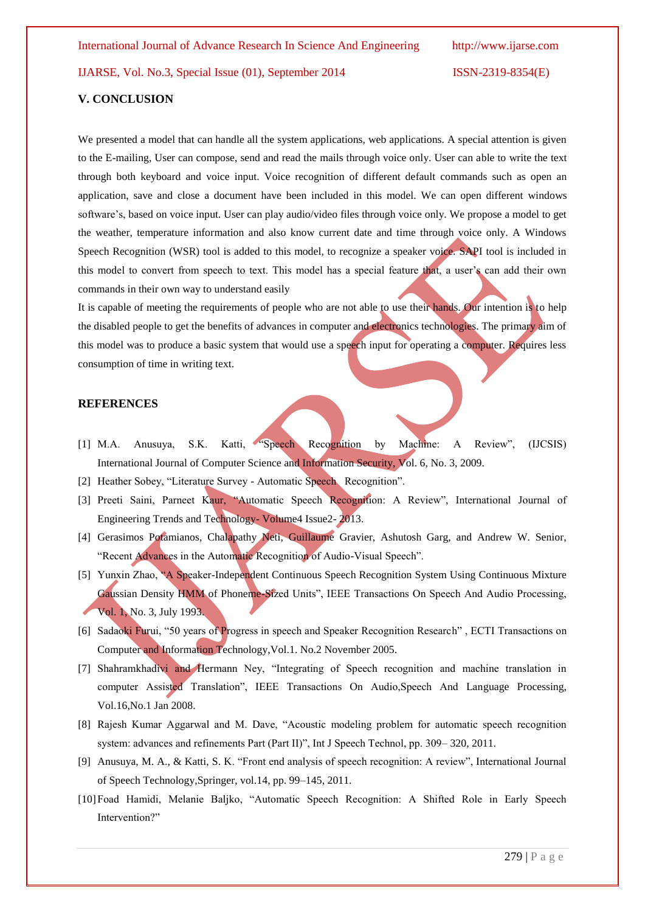## V. CONCLUSION

We presented a model that can handle all the system applications, web applications. A special attention is given to the E-mailing, User can compose, send and read the mails through voice only. User can able to write the text through both keyboard and voice input. Voice recognition of different default commands such as open an application, save and close a document have been included in this model. We can open different windows software's, based on voice input. User can play audio/video files through voice only. We propose a model to get the weather, temperature information and also know current date and time through voice only. A Windows Speech Recognition (WSR) tool is added to this model, to recognize a speaker voice. SAPI tool is included in this model to convert from speech to text. This model has a special feature that, a user's can add their own commands in their own way to understand easily

It is capable of meeting the requirements of people who are not able to use their hands. Our intention is to help the disabled people to get the benefits of advances in computer and electronics technologies. The primary aim of this model was to produce a basic system that would use a speech input for operating a computer. Requires less consumption of time in writing text.

## REFERENCES

[1] M.A. Anusuya, S.K. Katti, "Speech Recognition by Machine: A Review", (IJCSIS) International Journal of Computer Science and Information Security, Vol. 6, No. 3, 2009.

[2] Heather Sobey, "Literature Survey - Automatic Speech Recognition".

[3] Preeti Saini, Parneet Kaur, "Automatic Speech Recognition: A Review", International Journal of Engineering Trends and Technology- Volume4 Issue2- 2013.

[4] Gerasimos Potamianos, Chalapathy Neti, Guillaume Gravier, Ashutosh Garg, and Andrew W. Senior, "Recent Advances in the Automatic Recognition of Audio-Visual Speech".

[5] Yunxin Zhao, "A Speaker-Independent Continuous Speech Recognition System Using Continuous Mixture Gaussian Density HMM of Phoneme-Sized Units", IEEE Transactions On Speech And Audio Processing, Vol. 1, No. 3, July 1993.

[6] Sadaoki Furui, "50 years of Progress in speech and Speaker Recognition Research" , ECTI Transactions on Computer and Information Technology,Vol.1. No.2 November 2005.

[7] Shahramkhadivi and Hermann Ney, "Integrating of Speech recognition and machine translation in computer Assisted Translation", IEEE Transactions On Audio,Speech And Language Processing, Vol.16,No.1 Jan 2008.

[8] Rajesh Kumar Aggarwal and M. Dave, "Acoustic modeling problem for automatic speech recognition system: advances and refinements Part (Part II)", Int J Speech Technol, pp. 309– 320, 2011.

[9] Anusuya, M. A., & Katti, S. K. "Front end analysis of speech recognition: A review", International Journal of Speech Technology,Springer, vol.14, pp. 99–145, 2011.

[10] Foad Hamidi, Melanie Baljko, "Automatic Speech Recognition: A Shifted Role in Early Speech Intervention?"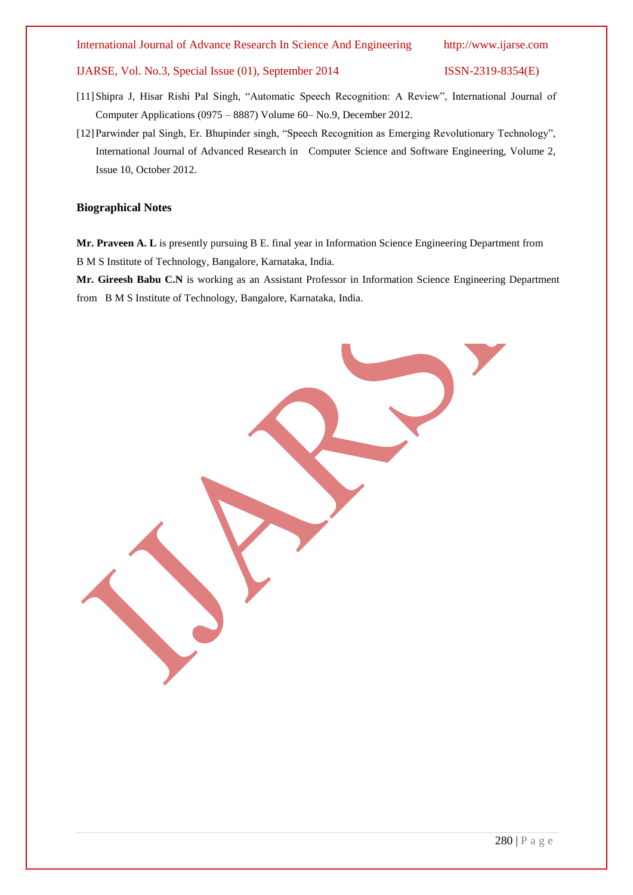[11] Shipra J, Hisar Rishi Pal Singh, "Automatic Speech Recognition: A Review", International Journal of Computer Applications (0975 – 8887) Volume 60– No.9, December 2012.

[12] Parwinder pal Singh, Er. Bhupinder singh, "Speech Recognition as Emerging Revolutionary Technology", International Journal of Advanced Research in Computer Science and Software Engineering, Volume 2, Issue 10, October 2012.

### Biographical Notes

**Mr. Praveen A. L** is presently pursuing B E. final year in Information Science Engineering Department from B M S Institute of Technology, Bangalore, Karnataka, India.

**Mr. Gireesh Babu C.N** is working as an Assistant Professor in Information Science Engineering Department from B M S Institute of Technology, Bangalore, Karnataka, India.